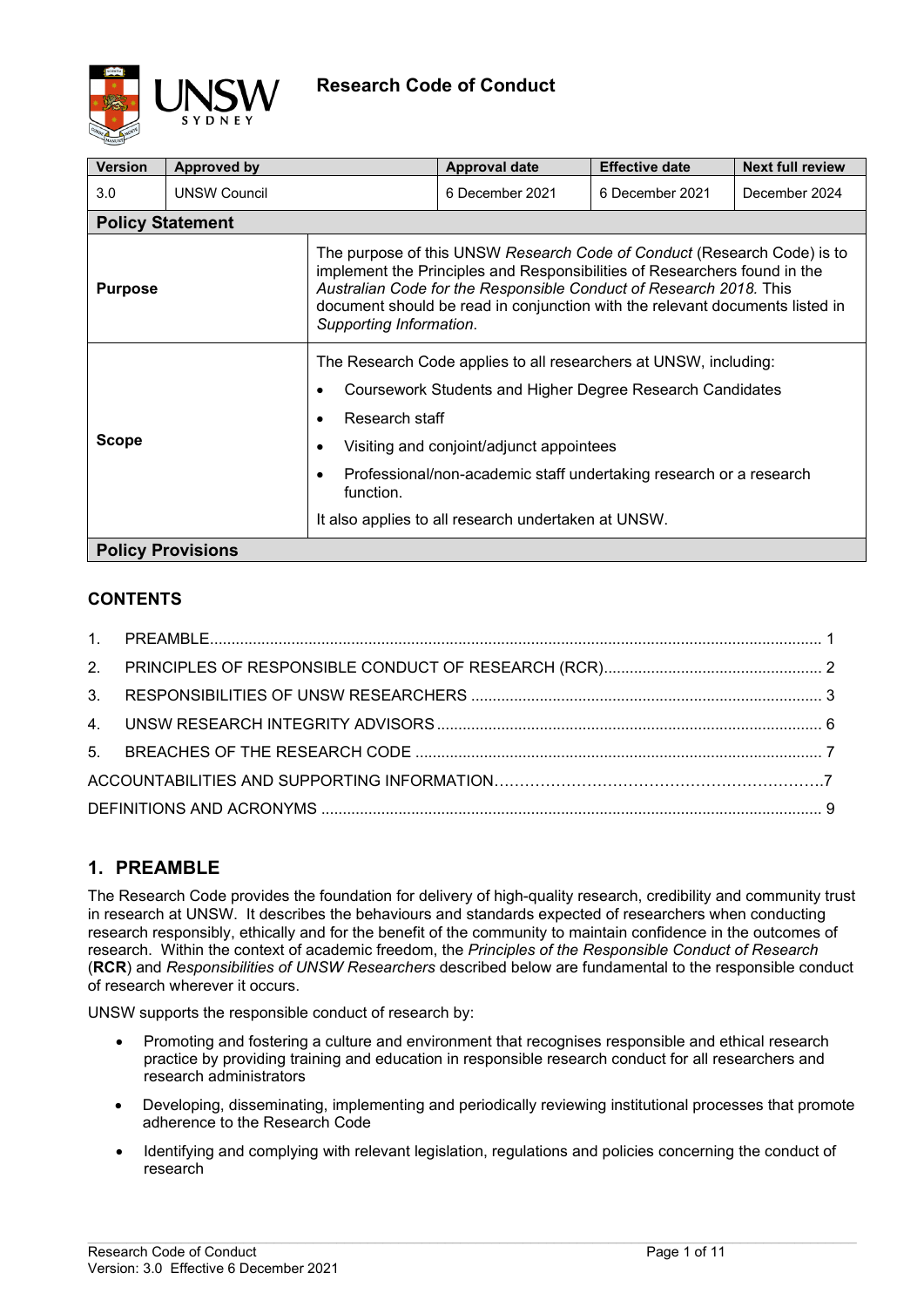# Research Code of Conduct

| Version | Approved by | Approval date | Effective date | Next full review |
|---|---|---|---|---|
| 3.0 | UNSW Council | 6 December 2021 | 6 December 2021 | December 2024 |

## Policy Statement

| | |
|---|---|
| **Purpose** | The purpose of this UNSW *Research Code of Conduct* (Research Code) is to implement the Principles and Responsibilities of Researchers found in the *Australian Code for the Responsible Conduct of Research 2018.* This document should be read in conjunction with the relevant documents listed in *Supporting Information*. |
| **Scope** | The Research Code applies to all researchers at UNSW, including:<br>• Coursework Students and Higher Degree Research Candidates<br>• Research staff<br>• Visiting and conjoint/adjunct appointees<br>• Professional/non-academic staff undertaking research or a research function.<br>It also applies to all research undertaken at UNSW. |

## Policy Provisions

### CONTENTS

1. PREAMBLE .... 1
2. PRINCIPLES OF RESPONSIBLE CONDUCT OF RESEARCH (RCR) .... 2
3. RESPONSIBILITIES OF UNSW RESEARCHERS .... 3
4. UNSW RESEARCH INTEGRITY ADVISORS .... 6
5. BREACHES OF THE RESEARCH CODE .... 7

ACCOUNTABILITIES AND SUPPORTING INFORMATION .... 7

DEFINITIONS AND ACRONYMS .... 9

## 1. PREAMBLE

The Research Code provides the foundation for delivery of high-quality research, credibility and community trust in research at UNSW. It describes the behaviours and standards expected of researchers when conducting research responsibly, ethically and for the benefit of the community to maintain confidence in the outcomes of research. Within the context of academic freedom, the *Principles of the Responsible Conduct of Research* (**RCR**) and *Responsibilities of UNSW Researchers* described below are fundamental to the responsible conduct of research wherever it occurs.

UNSW supports the responsible conduct of research by:

- Promoting and fostering a culture and environment that recognises responsible and ethical research practice by providing training and education in responsible research conduct for all researchers and research administrators
- Developing, disseminating, implementing and periodically reviewing institutional processes that promote adherence to the Research Code
- Identifying and complying with relevant legislation, regulations and policies concerning the conduct of research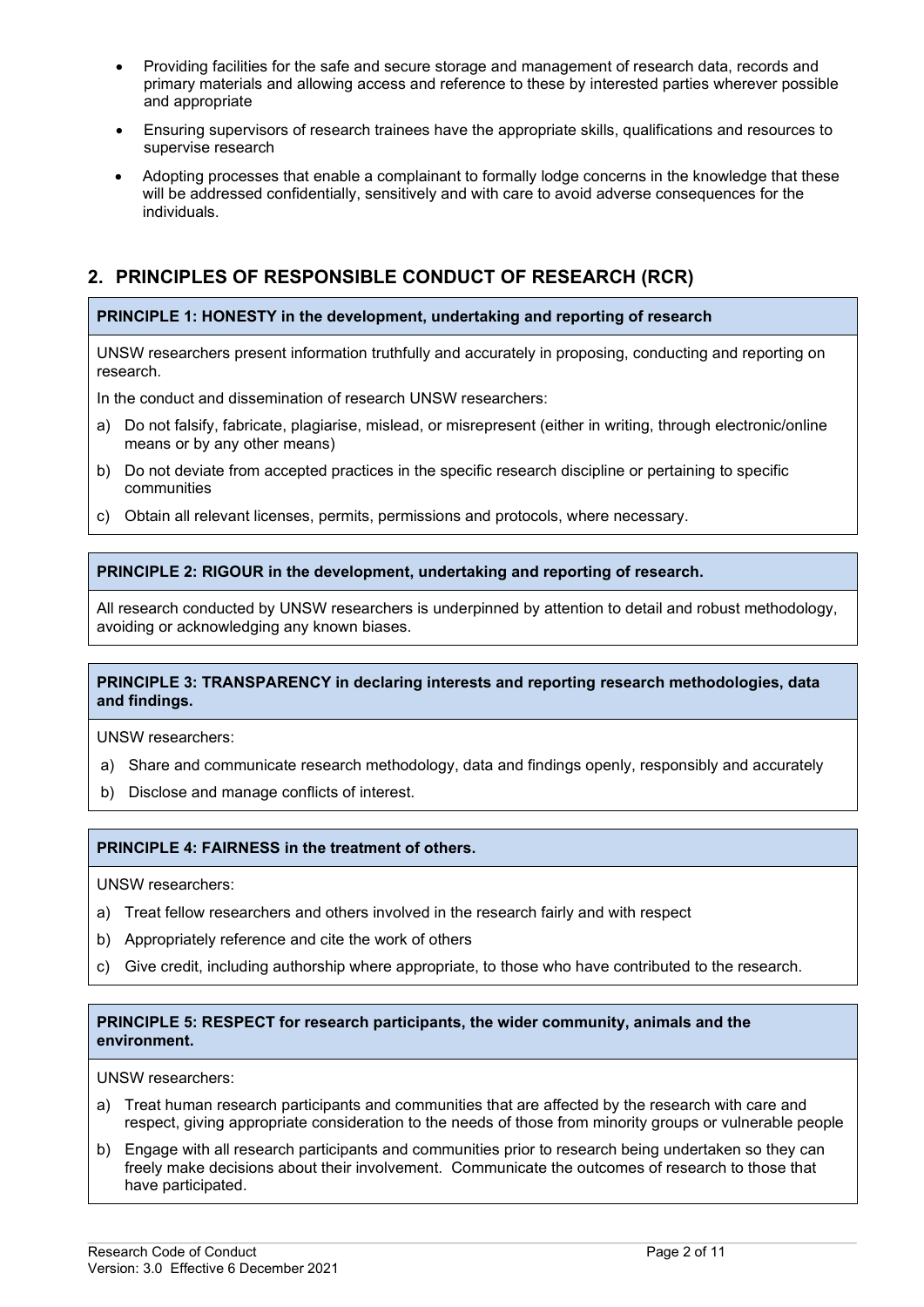- Providing facilities for the safe and secure storage and management of research data, records and primary materials and allowing access and reference to these by interested parties wherever possible and appropriate
- Ensuring supervisors of research trainees have the appropriate skills, qualifications and resources to supervise research
- Adopting processes that enable a complainant to formally lodge concerns in the knowledge that these will be addressed confidentially, sensitively and with care to avoid adverse consequences for the individuals.

## 2. PRINCIPLES OF RESPONSIBLE CONDUCT OF RESEARCH (RCR)

**PRINCIPLE 1: HONESTY in the development, undertaking and reporting of research**

UNSW researchers present information truthfully and accurately in proposing, conducting and reporting on research.

In the conduct and dissemination of research UNSW researchers:

a) Do not falsify, fabricate, plagiarise, mislead, or misrepresent (either in writing, through electronic/online means or by any other means)

b) Do not deviate from accepted practices in the specific research discipline or pertaining to specific communities

c) Obtain all relevant licenses, permits, permissions and protocols, where necessary.

**PRINCIPLE 2: RIGOUR in the development, undertaking and reporting of research.**

All research conducted by UNSW researchers is underpinned by attention to detail and robust methodology, avoiding or acknowledging any known biases.

**PRINCIPLE 3: TRANSPARENCY in declaring interests and reporting research methodologies, data and findings.**

UNSW researchers:

a) Share and communicate research methodology, data and findings openly, responsibly and accurately

b) Disclose and manage conflicts of interest.

**PRINCIPLE 4: FAIRNESS in the treatment of others.**

UNSW researchers:

a) Treat fellow researchers and others involved in the research fairly and with respect

b) Appropriately reference and cite the work of others

c) Give credit, including authorship where appropriate, to those who have contributed to the research.

**PRINCIPLE 5: RESPECT for research participants, the wider community, animals and the environment.**

UNSW researchers:

a) Treat human research participants and communities that are affected by the research with care and respect, giving appropriate consideration to the needs of those from minority groups or vulnerable people

b) Engage with all research participants and communities prior to research being undertaken so they can freely make decisions about their involvement. Communicate the outcomes of research to those that have participated.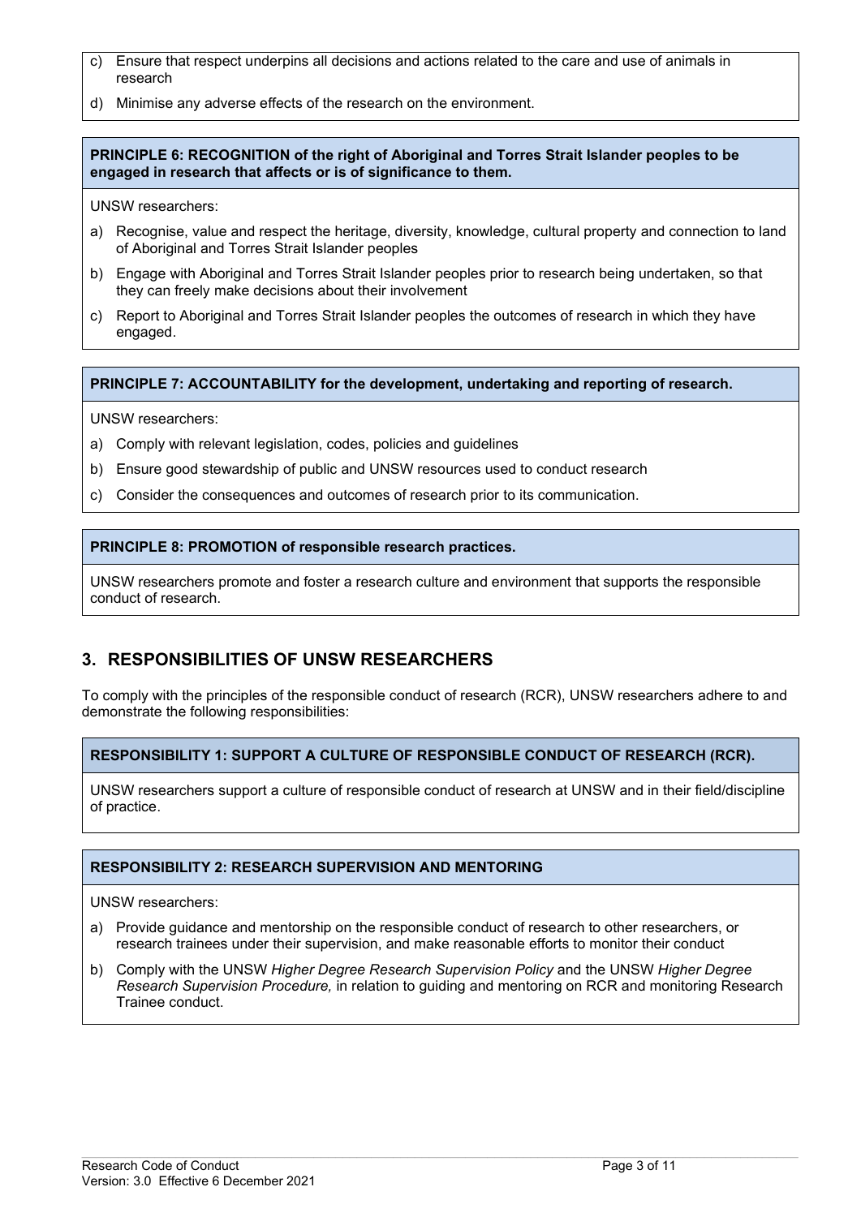c) Ensure that respect underpins all decisions and actions related to the care and use of animals in research

d) Minimise any adverse effects of the research on the environment.

**PRINCIPLE 6: RECOGNITION of the right of Aboriginal and Torres Strait Islander peoples to be engaged in research that affects or is of significance to them.**

UNSW researchers:

a) Recognise, value and respect the heritage, diversity, knowledge, cultural property and connection to land of Aboriginal and Torres Strait Islander peoples

b) Engage with Aboriginal and Torres Strait Islander peoples prior to research being undertaken, so that they can freely make decisions about their involvement

c) Report to Aboriginal and Torres Strait Islander peoples the outcomes of research in which they have engaged.

**PRINCIPLE 7: ACCOUNTABILITY for the development, undertaking and reporting of research.**

UNSW researchers:

a) Comply with relevant legislation, codes, policies and guidelines

b) Ensure good stewardship of public and UNSW resources used to conduct research

c) Consider the consequences and outcomes of research prior to its communication.

**PRINCIPLE 8: PROMOTION of responsible research practices.**

UNSW researchers promote and foster a research culture and environment that supports the responsible conduct of research.

## 3. RESPONSIBILITIES OF UNSW RESEARCHERS

To comply with the principles of the responsible conduct of research (RCR), UNSW researchers adhere to and demonstrate the following responsibilities:

**RESPONSIBILITY 1: SUPPORT A CULTURE OF RESPONSIBLE CONDUCT OF RESEARCH (RCR).**

UNSW researchers support a culture of responsible conduct of research at UNSW and in their field/discipline of practice.

**RESPONSIBILITY 2: RESEARCH SUPERVISION AND MENTORING**

UNSW researchers:

a) Provide guidance and mentorship on the responsible conduct of research to other researchers, or research trainees under their supervision, and make reasonable efforts to monitor their conduct

b) Comply with the UNSW *Higher Degree Research Supervision Policy* and the UNSW *Higher Degree Research Supervision Procedure,* in relation to guiding and mentoring on RCR and monitoring Research Trainee conduct.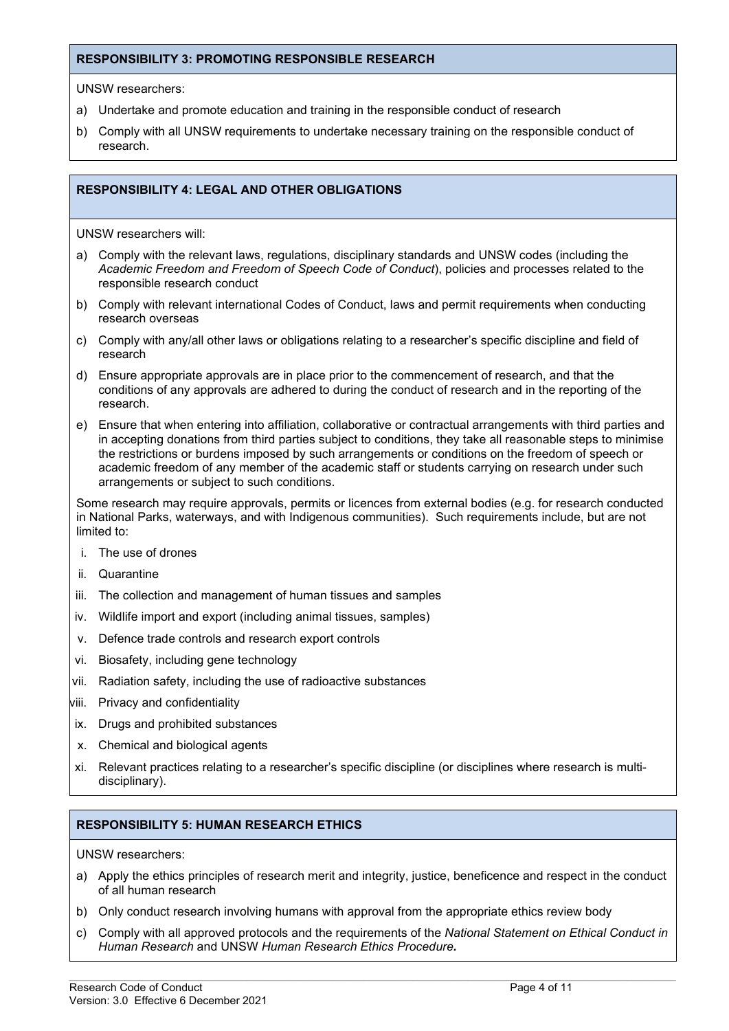## RESPONSIBILITY 3: PROMOTING RESPONSIBLE RESEARCH

UNSW researchers:

a) Undertake and promote education and training in the responsible conduct of research

b) Comply with all UNSW requirements to undertake necessary training on the responsible conduct of research.

## RESPONSIBILITY 4: LEGAL AND OTHER OBLIGATIONS

UNSW researchers will:

a) Comply with the relevant laws, regulations, disciplinary standards and UNSW codes (including the *Academic Freedom and Freedom of Speech Code of Conduct*), policies and processes related to the responsible research conduct

b) Comply with relevant international Codes of Conduct, laws and permit requirements when conducting research overseas

c) Comply with any/all other laws or obligations relating to a researcher's specific discipline and field of research

d) Ensure appropriate approvals are in place prior to the commencement of research, and that the conditions of any approvals are adhered to during the conduct of research and in the reporting of the research.

e) Ensure that when entering into affiliation, collaborative or contractual arrangements with third parties and in accepting donations from third parties subject to conditions, they take all reasonable steps to minimise the restrictions or burdens imposed by such arrangements or conditions on the freedom of speech or academic freedom of any member of the academic staff or students carrying on research under such arrangements or subject to such conditions.

Some research may require approvals, permits or licences from external bodies (e.g. for research conducted in National Parks, waterways, and with Indigenous communities). Such requirements include, but are not limited to:

i. The use of drones

ii. Quarantine

iii. The collection and management of human tissues and samples

iv. Wildlife import and export (including animal tissues, samples)

v. Defence trade controls and research export controls

vi. Biosafety, including gene technology

vii. Radiation safety, including the use of radioactive substances

viii. Privacy and confidentiality

ix. Drugs and prohibited substances

x. Chemical and biological agents

xi. Relevant practices relating to a researcher's specific discipline (or disciplines where research is multi-disciplinary).

## RESPONSIBILITY 5: HUMAN RESEARCH ETHICS

UNSW researchers:

a) Apply the ethics principles of research merit and integrity, justice, beneficence and respect in the conduct of all human research

b) Only conduct research involving humans with approval from the appropriate ethics review body

c) Comply with all approved protocols and the requirements of the *National Statement on Ethical Conduct in Human Research* and UNSW *Human Research Ethics Procedure.*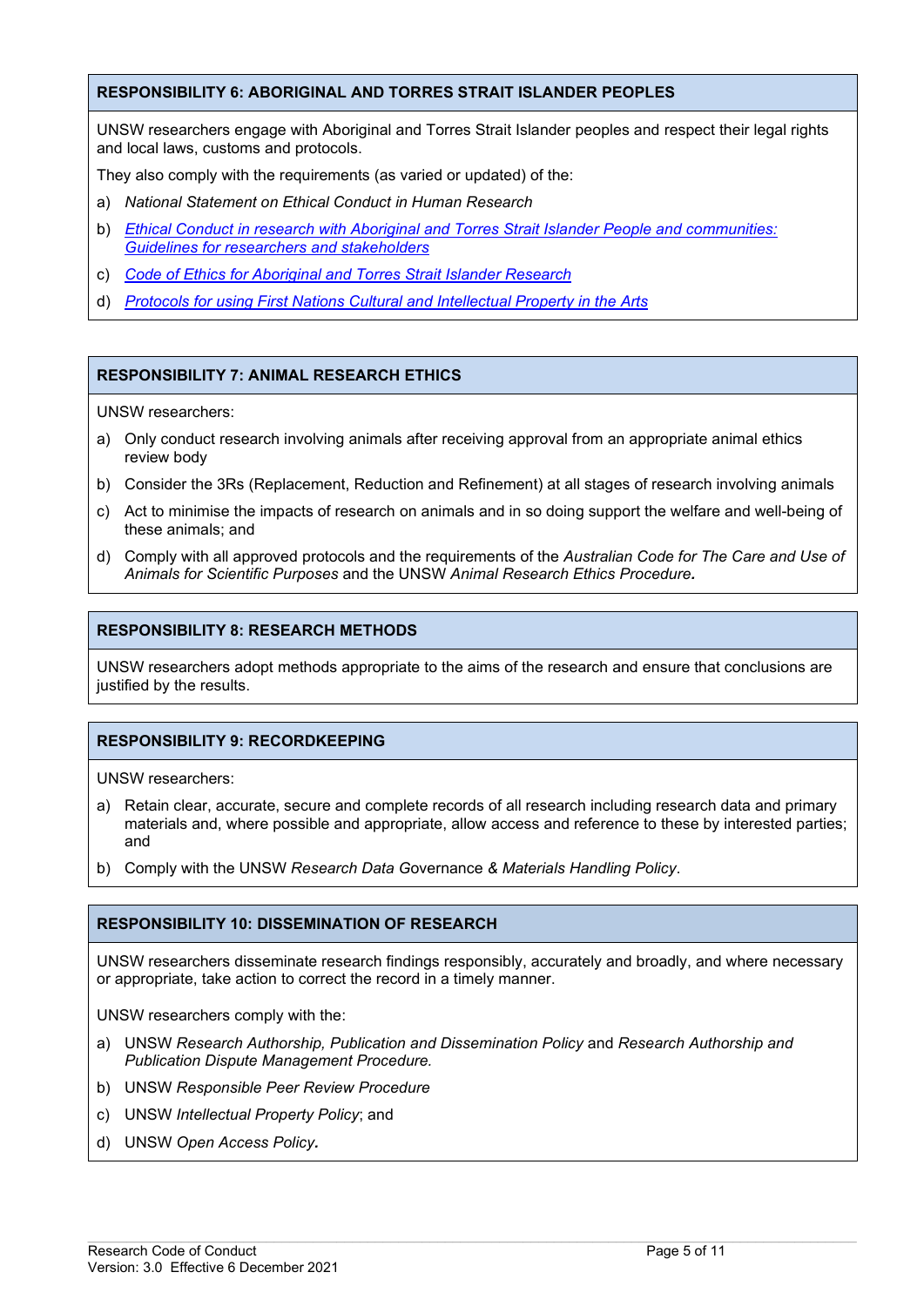## RESPONSIBILITY 6: ABORIGINAL AND TORRES STRAIT ISLANDER PEOPLES

UNSW researchers engage with Aboriginal and Torres Strait Islander peoples and respect their legal rights and local laws, customs and protocols.

They also comply with the requirements (as varied or updated) of the:

a) *National Statement on Ethical Conduct in Human Research*

b) *Ethical Conduct in research with Aboriginal and Torres Strait Islander People and communities: Guidelines for researchers and stakeholders*

c) *Code of Ethics for Aboriginal and Torres Strait Islander Research*

d) *Protocols for using First Nations Cultural and Intellectual Property in the Arts*

## RESPONSIBILITY 7: ANIMAL RESEARCH ETHICS

UNSW researchers:

a) Only conduct research involving animals after receiving approval from an appropriate animal ethics review body

b) Consider the 3Rs (Replacement, Reduction and Refinement) at all stages of research involving animals

c) Act to minimise the impacts of research on animals and in so doing support the welfare and well-being of these animals; and

d) Comply with all approved protocols and the requirements of the *Australian Code for The Care and Use of Animals for Scientific Purposes* and the UNSW *Animal Research Ethics Procedure.*

## RESPONSIBILITY 8: RESEARCH METHODS

UNSW researchers adopt methods appropriate to the aims of the research and ensure that conclusions are justified by the results.

## RESPONSIBILITY 9: RECORDKEEPING

UNSW researchers:

a) Retain clear, accurate, secure and complete records of all research including research data and primary materials and, where possible and appropriate, allow access and reference to these by interested parties; and

b) Comply with the UNSW *Research Data Governance & Materials Handling Policy*.

## RESPONSIBILITY 10: DISSEMINATION OF RESEARCH

UNSW researchers disseminate research findings responsibly, accurately and broadly, and where necessary or appropriate, take action to correct the record in a timely manner.

UNSW researchers comply with the:

a) UNSW *Research Authorship, Publication and Dissemination Policy* and *Research Authorship and Publication Dispute Management Procedure.*

b) UNSW *Responsible Peer Review Procedure*

c) UNSW *Intellectual Property Policy*; and

d) UNSW *Open Access Policy.*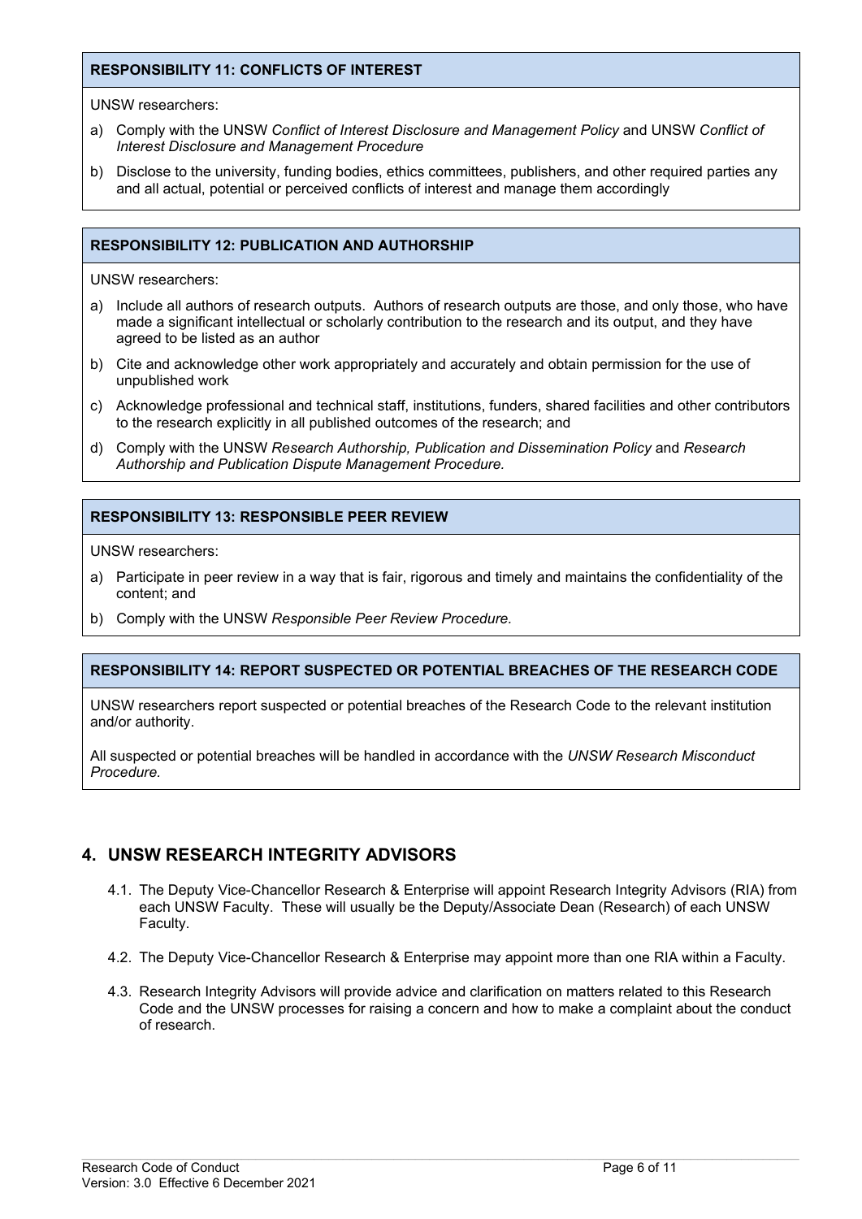#### RESPONSIBILITY 11: CONFLICTS OF INTEREST

UNSW researchers:

a) Comply with the UNSW *Conflict of Interest Disclosure and Management Policy* and UNSW *Conflict of Interest Disclosure and Management Procedure*

b) Disclose to the university, funding bodies, ethics committees, publishers, and other required parties any and all actual, potential or perceived conflicts of interest and manage them accordingly

#### RESPONSIBILITY 12: PUBLICATION AND AUTHORSHIP

UNSW researchers:

a) Include all authors of research outputs. Authors of research outputs are those, and only those, who have made a significant intellectual or scholarly contribution to the research and its output, and they have agreed to be listed as an author

b) Cite and acknowledge other work appropriately and accurately and obtain permission for the use of unpublished work

c) Acknowledge professional and technical staff, institutions, funders, shared facilities and other contributors to the research explicitly in all published outcomes of the research; and

d) Comply with the UNSW *Research Authorship, Publication and Dissemination Policy* and *Research Authorship and Publication Dispute Management Procedure.*

#### RESPONSIBILITY 13: RESPONSIBLE PEER REVIEW

UNSW researchers:

a) Participate in peer review in a way that is fair, rigorous and timely and maintains the confidentiality of the content; and

b) Comply with the UNSW *Responsible Peer Review Procedure.*

#### RESPONSIBILITY 14: REPORT SUSPECTED OR POTENTIAL BREACHES OF THE RESEARCH CODE

UNSW researchers report suspected or potential breaches of the Research Code to the relevant institution and/or authority.

All suspected or potential breaches will be handled in accordance with the *UNSW Research Misconduct Procedure.*

## 4. UNSW RESEARCH INTEGRITY ADVISORS

4.1. The Deputy Vice-Chancellor Research & Enterprise will appoint Research Integrity Advisors (RIA) from each UNSW Faculty. These will usually be the Deputy/Associate Dean (Research) of each UNSW Faculty.

4.2. The Deputy Vice-Chancellor Research & Enterprise may appoint more than one RIA within a Faculty.

4.3. Research Integrity Advisors will provide advice and clarification on matters related to this Research Code and the UNSW processes for raising a concern and how to make a complaint about the conduct of research.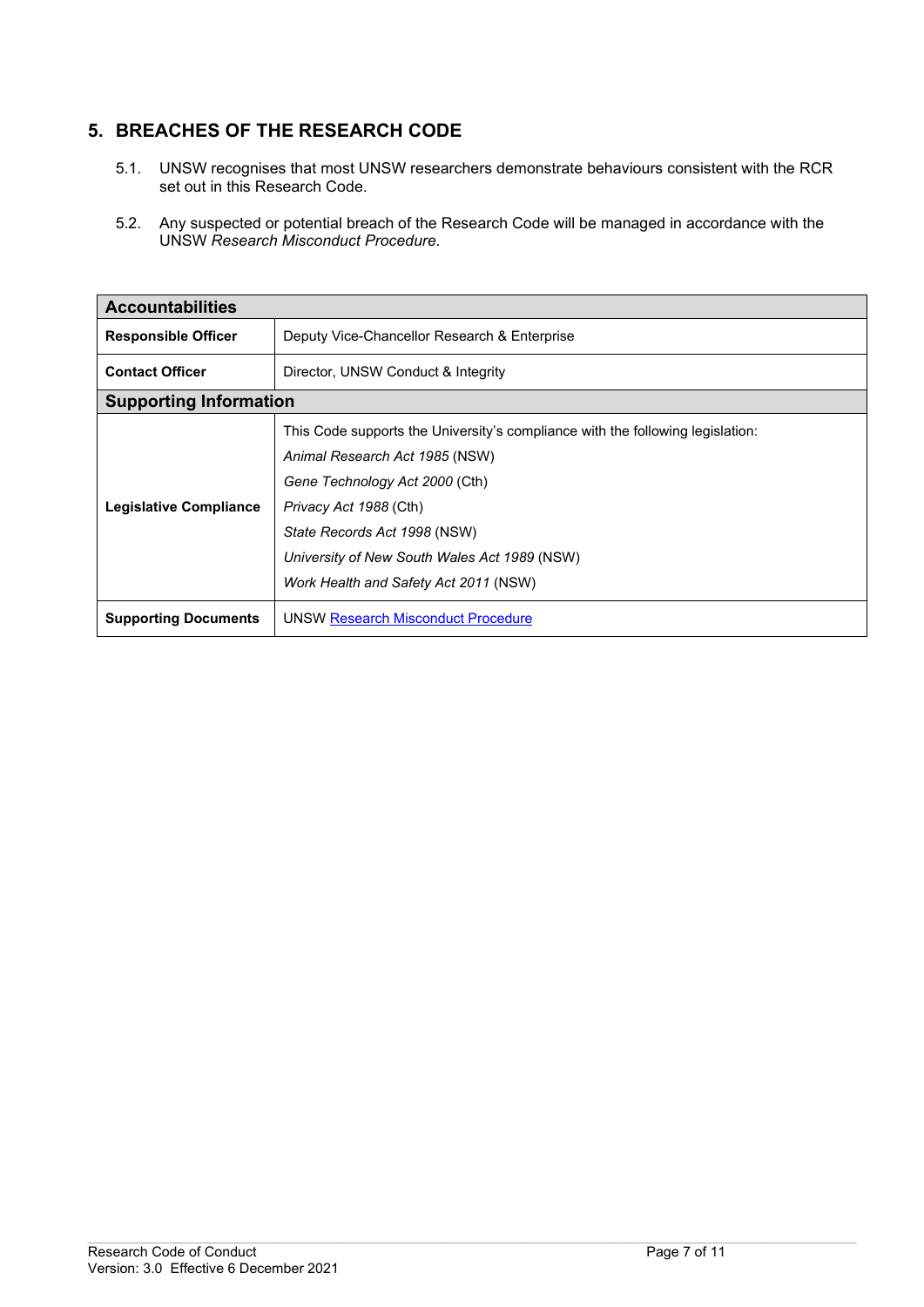## 5. BREACHES OF THE RESEARCH CODE

5.1. UNSW recognises that most UNSW researchers demonstrate behaviours consistent with the RCR set out in this Research Code.

5.2. Any suspected or potential breach of the Research Code will be managed in accordance with the UNSW *Research Misconduct Procedure.*

| **Accountabilities** | |
|---|---|
| **Responsible Officer** | Deputy Vice-Chancellor Research & Enterprise |
| **Contact Officer** | Director, UNSW Conduct & Integrity |
| **Supporting Information** | |
| **Legislative Compliance** | This Code supports the University's compliance with the following legislation:<br>*Animal Research Act 1985* (NSW)<br>*Gene Technology Act 2000* (Cth)<br>*Privacy Act 1988* (Cth)<br>*State Records Act 1998* (NSW)<br>*University of New South Wales Act 1989* (NSW)<br>*Work Health and Safety Act 2011* (NSW) |
| **Supporting Documents** | UNSW Research Misconduct Procedure |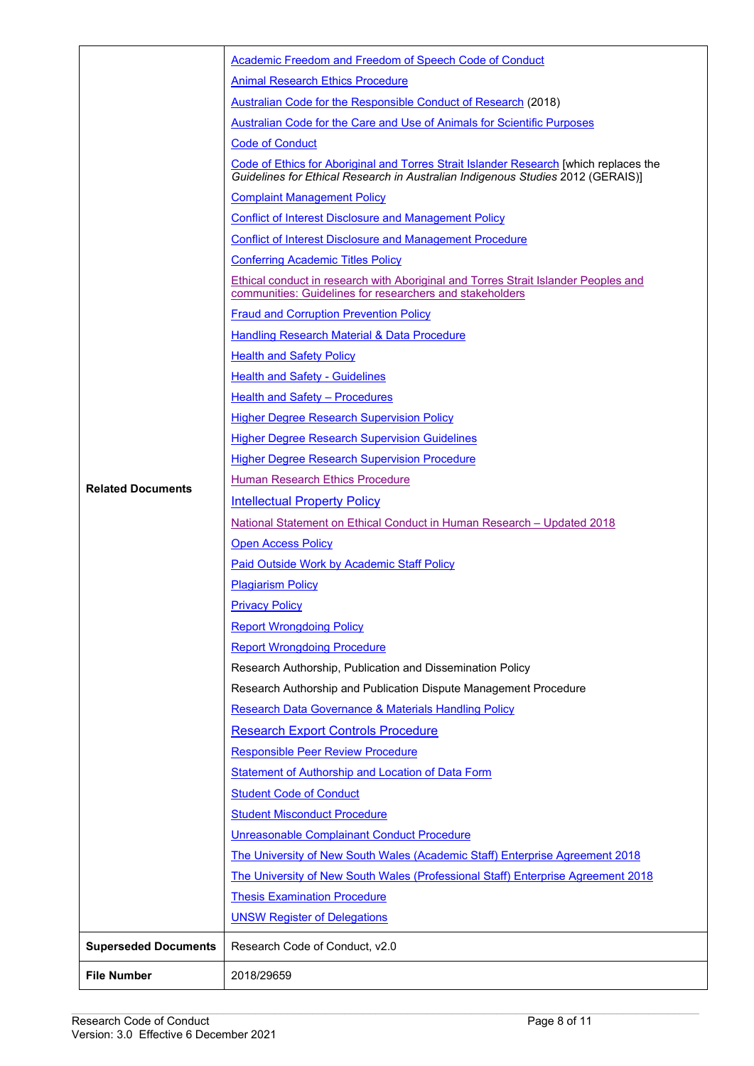| | |
|---|---|
| **Related Documents** | Academic Freedom and Freedom of Speech Code of Conduct<br>Animal Research Ethics Procedure<br>Australian Code for the Responsible Conduct of Research (2018)<br>Australian Code for the Care and Use of Animals for Scientific Purposes<br>Code of Conduct<br>Code of Ethics for Aboriginal and Torres Strait Islander Research [which replaces the *Guidelines for Ethical Research in Australian Indigenous Studies* 2012 (GERAIS)]<br>Complaint Management Policy<br>Conflict of Interest Disclosure and Management Policy<br>Conflict of Interest Disclosure and Management Procedure<br>Conferring Academic Titles Policy<br>Ethical conduct in research with Aboriginal and Torres Strait Islander Peoples and communities: Guidelines for researchers and stakeholders<br>Fraud and Corruption Prevention Policy<br>Handling Research Material & Data Procedure<br>Health and Safety Policy<br>Health and Safety - Guidelines<br>Health and Safety – Procedures<br>Higher Degree Research Supervision Policy<br>Higher Degree Research Supervision Guidelines<br>Higher Degree Research Supervision Procedure<br>Human Research Ethics Procedure<br>Intellectual Property Policy<br>National Statement on Ethical Conduct in Human Research – Updated 2018<br>Open Access Policy<br>Paid Outside Work by Academic Staff Policy<br>Plagiarism Policy<br>Privacy Policy<br>Report Wrongdoing Policy<br>Report Wrongdoing Procedure<br>Research Authorship, Publication and Dissemination Policy<br>Research Authorship and Publication Dispute Management Procedure<br>Research Data Governance & Materials Handling Policy<br>Research Export Controls Procedure<br>Responsible Peer Review Procedure<br>Statement of Authorship and Location of Data Form<br>Student Code of Conduct<br>Student Misconduct Procedure<br>Unreasonable Complainant Conduct Procedure<br>The University of New South Wales (Academic Staff) Enterprise Agreement 2018<br>The University of New South Wales (Professional Staff) Enterprise Agreement 2018<br>Thesis Examination Procedure<br>UNSW Register of Delegations |
| **Superseded Documents** | Research Code of Conduct, v2.0 |
| **File Number** | 2018/29659 |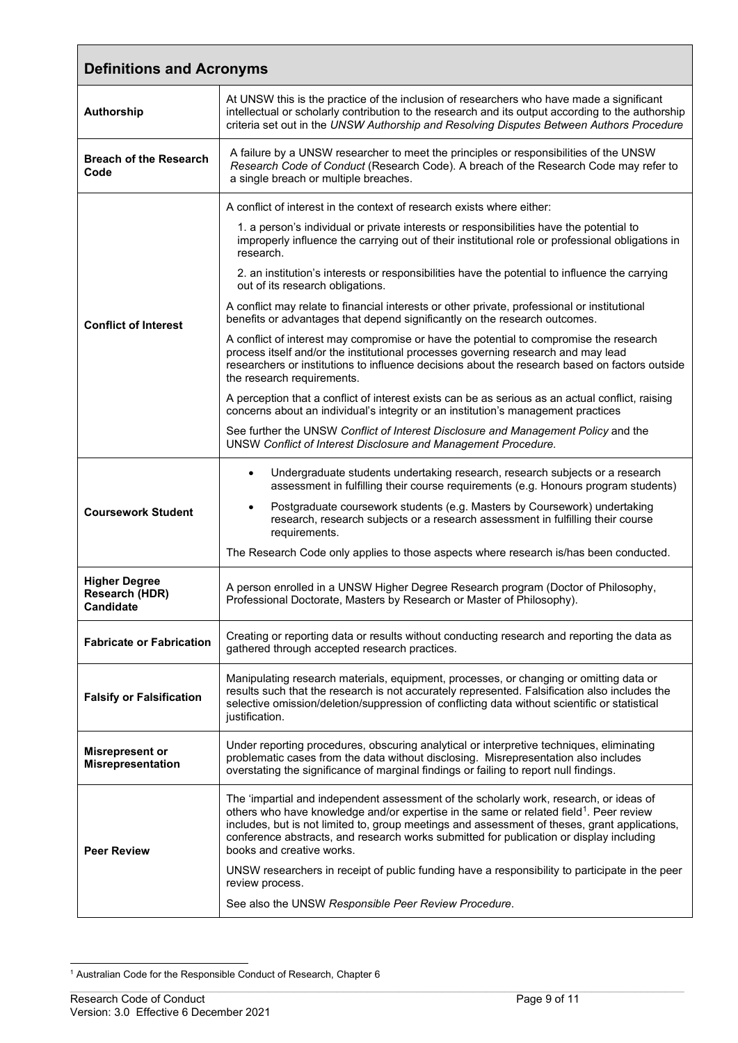| Definitions and Acronyms | |
|---|---|
| **Authorship** | At UNSW this is the practice of the inclusion of researchers who have made a significant intellectual or scholarly contribution to the research and its output according to the authorship criteria set out in the *UNSW Authorship and Resolving Disputes Between Authors Procedure* |
| **Breach of the Research Code** | A failure by a UNSW researcher to meet the principles or responsibilities of the UNSW *Research Code of Conduct* (Research Code). A breach of the Research Code may refer to a single breach or multiple breaches. |
| **Conflict of Interest** | A conflict of interest in the context of research exists where either:<br>1. a person's individual or private interests or responsibilities have the potential to improperly influence the carrying out of their institutional role or professional obligations in research.<br>2. an institution's interests or responsibilities have the potential to influence the carrying out of its research obligations.<br>A conflict may relate to financial interests or other private, professional or institutional benefits or advantages that depend significantly on the research outcomes.<br>A conflict of interest may compromise or have the potential to compromise the research process itself and/or the institutional processes governing research and may lead researchers or institutions to influence decisions about the research based on factors outside the research requirements.<br>A perception that a conflict of interest exists can be as serious as an actual conflict, raising concerns about an individual's integrity or an institution's management practices<br>See further the UNSW *Conflict of Interest Disclosure and Management Policy* and the UNSW *Conflict of Interest Disclosure and Management Procedure.* |
| **Coursework Student** | • Undergraduate students undertaking research, research subjects or a research assessment in fulfilling their course requirements (e.g. Honours program students)<br>• Postgraduate coursework students (e.g. Masters by Coursework) undertaking research, research subjects or a research assessment in fulfilling their course requirements.<br>The Research Code only applies to those aspects where research is/has been conducted. |
| **Higher Degree Research (HDR) Candidate** | A person enrolled in a UNSW Higher Degree Research program (Doctor of Philosophy, Professional Doctorate, Masters by Research or Master of Philosophy). |
| **Fabricate or Fabrication** | Creating or reporting data or results without conducting research and reporting the data as gathered through accepted research practices. |
| **Falsify or Falsification** | Manipulating research materials, equipment, processes, or changing or omitting data or results such that the research is not accurately represented. Falsification also includes the selective omission/deletion/suppression of conflicting data without scientific or statistical justification. |
| **Misrepresent or Misrepresentation** | Under reporting procedures, obscuring analytical or interpretive techniques, eliminating problematic cases from the data without disclosing. Misrepresentation also includes overstating the significance of marginal findings or failing to report null findings. |
| **Peer Review** | The 'impartial and independent assessment of the scholarly work, research, or ideas of others who have knowledge and/or expertise in the same or related field[1]. Peer review includes, but is not limited to, group meetings and assessment of theses, grant applications, conference abstracts, and research works submitted for publication or display including books and creative works.<br>UNSW researchers in receipt of public funding have a responsibility to participate in the peer review process.<br>See also the UNSW *Responsible Peer Review Procedure*. |

[1] Australian Code for the Responsible Conduct of Research, Chapter 6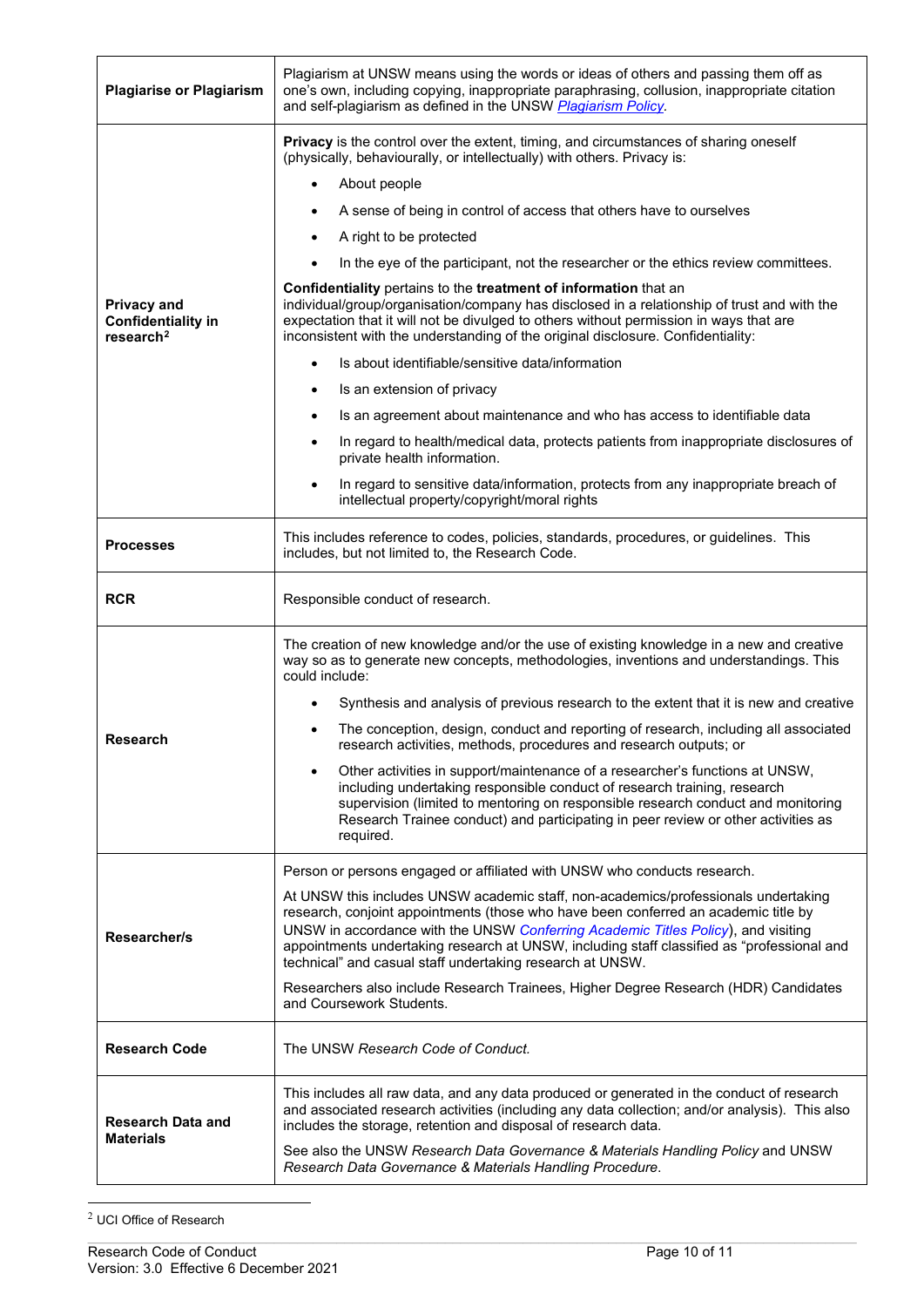| | |
|---|---|
| **Plagiarise or Plagiarism** | Plagiarism at UNSW means using the words or ideas of others and passing them off as one's own, including copying, inappropriate paraphrasing, collusion, inappropriate citation and self-plagiarism as defined in the UNSW *Plagiarism Policy*. |
| **Privacy and Confidentiality in research**[2] | **Privacy** is the control over the extent, timing, and circumstances of sharing oneself (physically, behaviourally, or intellectually) with others. Privacy is:<br>• About people<br>• A sense of being in control of access that others have to ourselves<br>• A right to be protected<br>• In the eye of the participant, not the researcher or the ethics review committees.<br><br>**Confidentiality** pertains to the **treatment of information** that an individual/group/organisation/company has disclosed in a relationship of trust and with the expectation that it will not be divulged to others without permission in ways that are inconsistent with the understanding of the original disclosure. Confidentiality:<br>• Is about identifiable/sensitive data/information<br>• Is an extension of privacy<br>• Is an agreement about maintenance and who has access to identifiable data<br>• In regard to health/medical data, protects patients from inappropriate disclosures of private health information.<br>• In regard to sensitive data/information, protects from any inappropriate breach of intellectual property/copyright/moral rights |
| **Processes** | This includes reference to codes, policies, standards, procedures, or guidelines. This includes, but not limited to, the Research Code. |
| **RCR** | Responsible conduct of research. |
| **Research** | The creation of new knowledge and/or the use of existing knowledge in a new and creative way so as to generate new concepts, methodologies, inventions and understandings. This could include:<br>• Synthesis and analysis of previous research to the extent that it is new and creative<br>• The conception, design, conduct and reporting of research, including all associated research activities, methods, procedures and research outputs; or<br>• Other activities in support/maintenance of a researcher's functions at UNSW, including undertaking responsible conduct of research training, research supervision (limited to mentoring on responsible research conduct and monitoring Research Trainee conduct) and participating in peer review or other activities as required. |
| **Researcher/s** | Person or persons engaged or affiliated with UNSW who conducts research.<br><br>At UNSW this includes UNSW academic staff, non-academics/professionals undertaking research, conjoint appointments (those who have been conferred an academic title by UNSW in accordance with the UNSW *Conferring Academic Titles Policy*), and visiting appointments undertaking research at UNSW, including staff classified as "professional and technical" and casual staff undertaking research at UNSW.<br><br>Researchers also include Research Trainees, Higher Degree Research (HDR) Candidates and Coursework Students. |
| **Research Code** | The UNSW *Research Code of Conduct.* |
| **Research Data and Materials** | This includes all raw data, and any data produced or generated in the conduct of research and associated research activities (including any data collection; and/or analysis). This also includes the storage, retention and disposal of research data.<br><br>See also the UNSW *Research Data Governance & Materials Handling Policy* and UNSW *Research Data Governance & Materials Handling Procedure*. |

[2] UCI Office of Research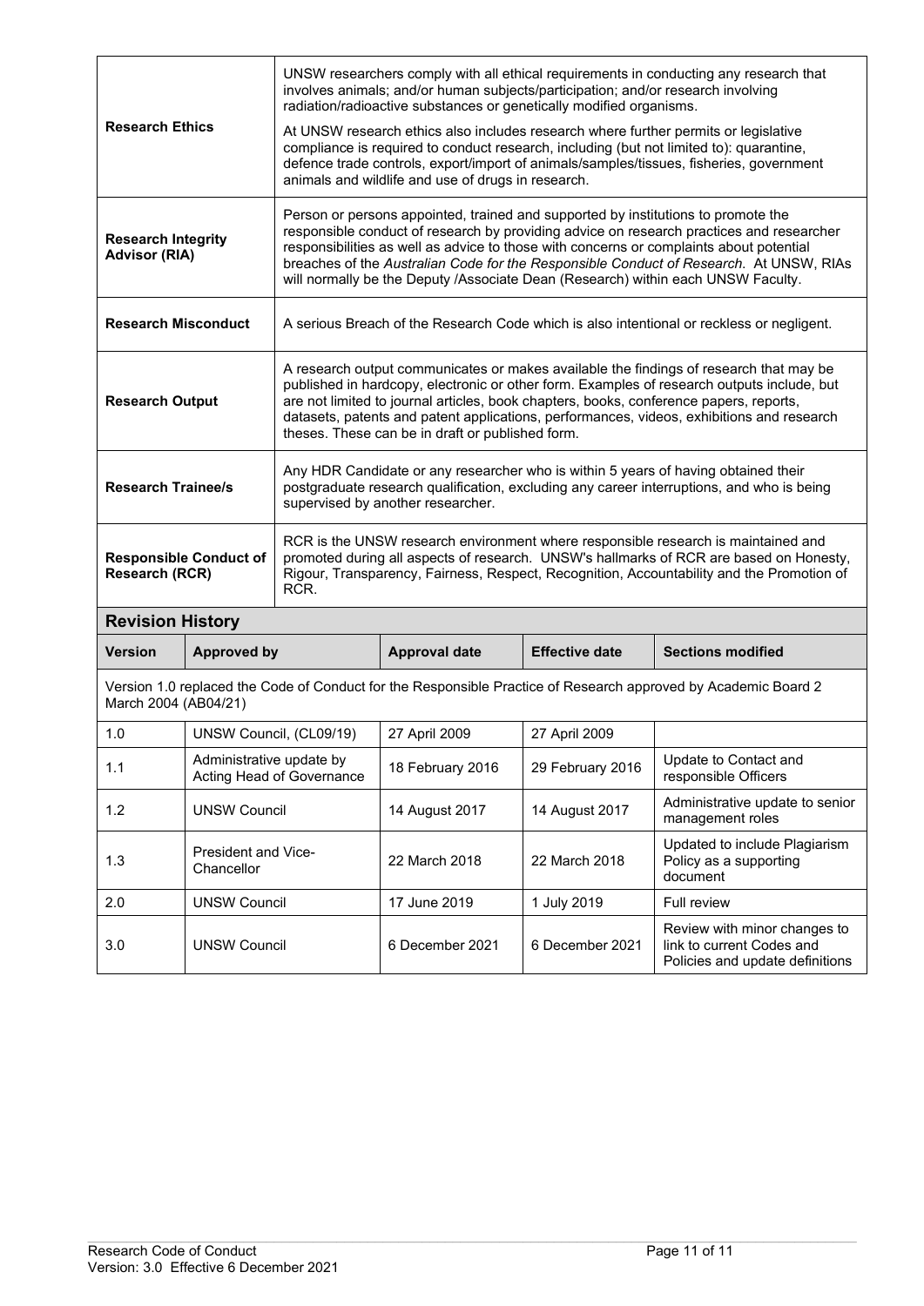| | |
|---|---|
| **Research Ethics** | UNSW researchers comply with all ethical requirements in conducting any research that involves animals; and/or human subjects/participation; and/or research involving radiation/radioactive substances or genetically modified organisms.<br><br>At UNSW research ethics also includes research where further permits or legislative compliance is required to conduct research, including (but not limited to): quarantine, defence trade controls, export/import of animals/samples/tissues, fisheries, government animals and wildlife and use of drugs in research. |
| **Research Integrity Advisor (RIA)** | Person or persons appointed, trained and supported by institutions to promote the responsible conduct of research by providing advice on research practices and researcher responsibilities as well as advice to those with concerns or complaints about potential breaches of the *Australian Code for the Responsible Conduct of Research*. At UNSW, RIAs will normally be the Deputy /Associate Dean (Research) within each UNSW Faculty. |
| **Research Misconduct** | A serious Breach of the Research Code which is also intentional or reckless or negligent. |
| **Research Output** | A research output communicates or makes available the findings of research that may be published in hardcopy, electronic or other form. Examples of research outputs include, but are not limited to journal articles, book chapters, books, conference papers, reports, datasets, patents and patent applications, performances, videos, exhibitions and research theses. These can be in draft or published form. |
| **Research Trainee/s** | Any HDR Candidate or any researcher who is within 5 years of having obtained their postgraduate research qualification, excluding any career interruptions, and who is being supervised by another researcher. |
| **Responsible Conduct of Research (RCR)** | RCR is the UNSW research environment where responsible research is maintained and promoted during all aspects of research. UNSW's hallmarks of RCR are based on Honesty, Rigour, Transparency, Fairness, Respect, Recognition, Accountability and the Promotion of RCR. |

## Revision History

| Version | Approved by | Approval date | Effective date | Sections modified |
|---|---|---|---|---|
| Version 1.0 replaced the Code of Conduct for the Responsible Practice of Research approved by Academic Board 2 March 2004 (AB04/21) | | | | |
| 1.0 | UNSW Council, (CL09/19) | 27 April 2009 | 27 April 2009 | |
| 1.1 | Administrative update by Acting Head of Governance | 18 February 2016 | 29 February 2016 | Update to Contact and responsible Officers |
| 1.2 | UNSW Council | 14 August 2017 | 14 August 2017 | Administrative update to senior management roles |
| 1.3 | President and Vice-Chancellor | 22 March 2018 | 22 March 2018 | Updated to include Plagiarism Policy as a supporting document |
| 2.0 | UNSW Council | 17 June 2019 | 1 July 2019 | Full review |
| 3.0 | UNSW Council | 6 December 2021 | 6 December 2021 | Review with minor changes to link to current Codes and Policies and update definitions |